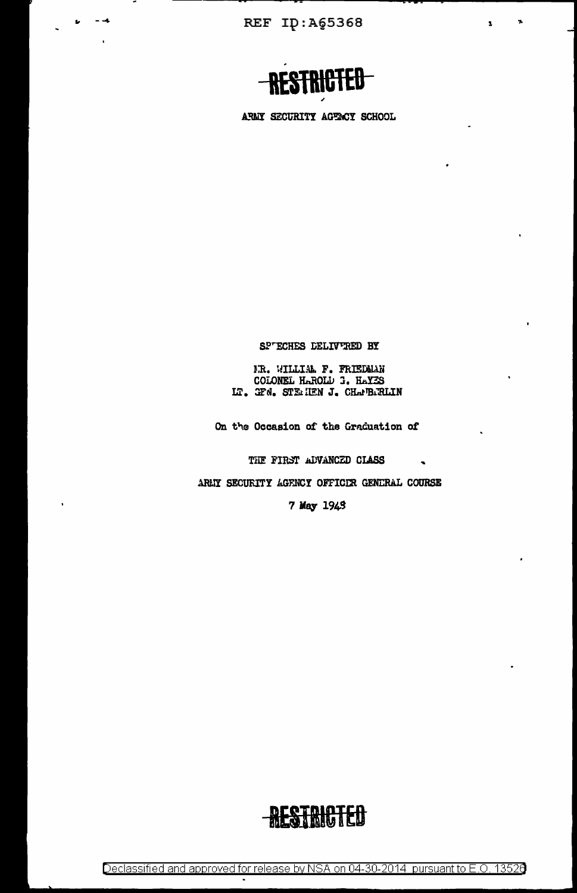RESTRICTED

ARMY SECURITY AGENCY SCHOOL

SPEECHES DELIVERED BY

MR. WILLIAM F. FRIEDMAN
COLONEL HAROLD G. HAYES
LT. GEN. STEPHEN J. CHAMBERLIN

On the Occasion of the Graduation of

THE FIRST ADVANCED CLASS

ARMY SECURITY AGENCY OFFICER GENERAL COURSE

7 May 1948

RESTRICTED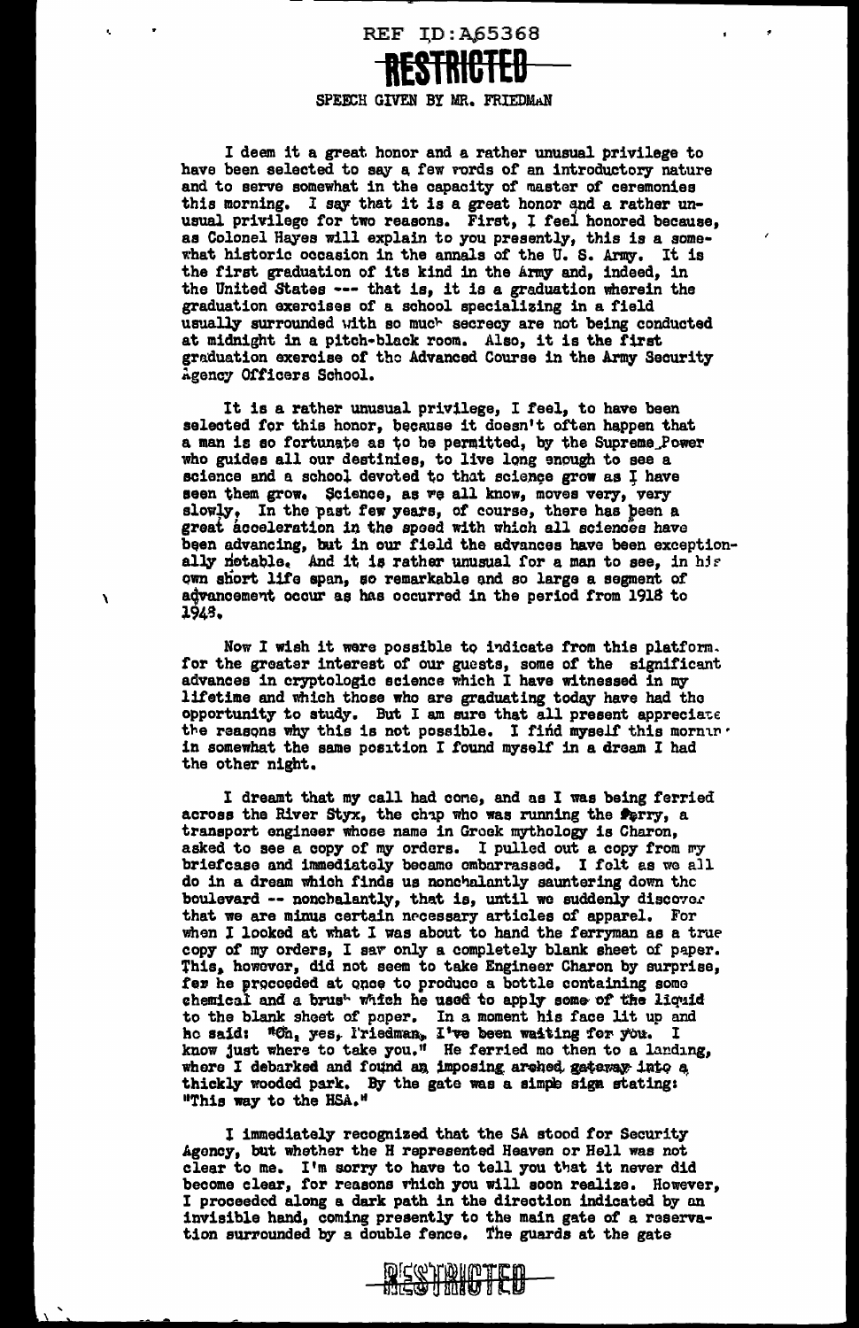REF ID:A65368

RESTRICTED

SPEECH GIVEN BY MR. FRIEDMAN

I deem it a great honor and a rather unusual privilege to have been selected to say a few words of an introductory nature and to serve somewhat in the capacity of master of ceremonies this morning. I say that it is a great honor and a rather unusual privilege for two reasons. First, I feel honored because, as Colonel Hayes will explain to you presently, this is a somewhat historic occasion in the annals of the U. S. Army. It is the first graduation of its kind in the Army and, indeed, in the United States --- that is, it is a graduation wherein the graduation exercises of a school specializing in a field usually surrounded with so much secrecy are not being conducted at midnight in a pitch-black room. Also, it is the first graduation exercise of the Advanced Course in the Army Security Agency Officers School.

It is a rather unusual privilege, I feel, to have been selected for this honor, because it doesn't often happen that a man is so fortunate as to be permitted, by the Supreme Power who guides all our destinies, to live long enough to see a science and a school devoted to that science grow as I have seen them grow. Science, as we all know, moves very, very slowly. In the past few years, of course, there has been a great acceleration in the speed with which all sciences have been advancing, but in our field the advances have been exceptionally notable. And it is rather unusual for a man to see, in his own short life span, so remarkable and so large a segment of advancement occur as has occurred in the period from 1918 to 1948.

Now I wish it were possible to indicate from this platform, for the greater interest of our guests, some of the significant advances in cryptologic science which I have witnessed in my lifetime and which those who are graduating today have had the opportunity to study. But I am sure that all present appreciate the reasons why this is not possible. I find myself this morning in somewhat the same position I found myself in a dream I had the other night.

I dreamt that my call had come, and as I was being ferried across the River Styx, the chap who was running the ferry, a transport engineer whose name in Greek mythology is Charon, asked to see a copy of my orders. I pulled out a copy from my briefcase and immediately became embarrassed. I felt as we all do in a dream which finds us nonchalantly sauntering down the boulevard -- nonchalantly, that is, until we suddenly discover that we are minus certain necessary articles of apparel. For when I looked at what I was about to hand the ferryman as a true copy of my orders, I saw only a completely blank sheet of paper. This, however, did not seem to take Engineer Charon by surprise, for he proceeded at once to produce a bottle containing some chemical and a brush which he used to apply some of the liquid to the blank sheet of paper. In a moment his face lit up and he said: "Oh, yes, Friedman, I've been waiting for you. I know just where to take you." He ferried me then to a landing, where I debarked and found an imposing arched gateway into a thickly wooded park. By the gate was a simple sign stating: "This way to the HSA."

I immediately recognized that the SA stood for Security Agency, but whether the H represented Heaven or Hell was not clear to me. I'm sorry to have to tell you that it never did become clear, for reasons which you will soon realize. However, I proceeded along a dark path in the direction indicated by an invisible hand, coming presently to the main gate of a reservation surrounded by a double fence. The guards at the gate

RESTRICTED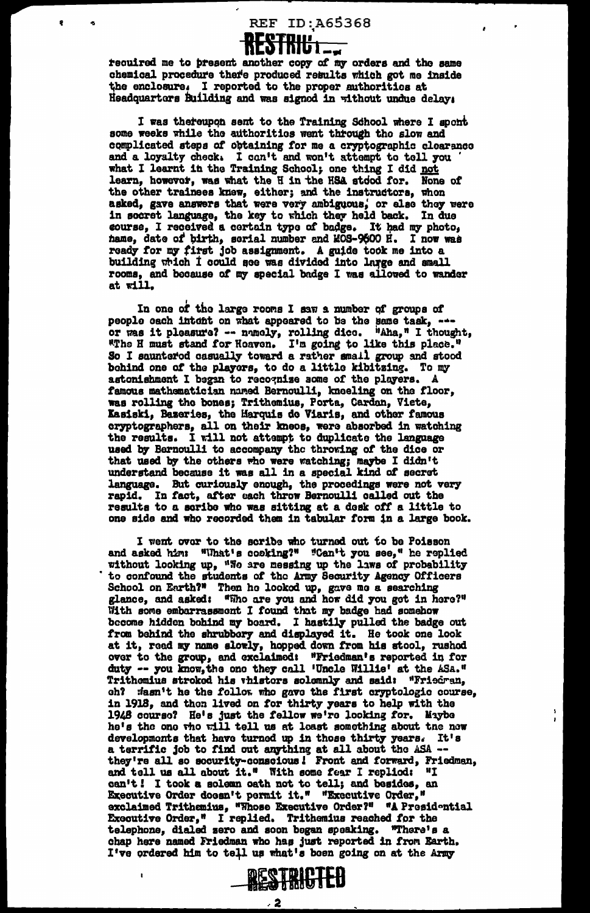required me to present another copy of my orders and the same chemical procedure there produced results which got me inside the enclosure. I reported to the proper authorities at Headquarters Building and was signed in without undue delay.

I was thereupon sent to the Training School where I spent some weeks while the authorities went through the slow and complicated steps of obtaining for me a cryptographic clearance and a loyalty check. I can't and won't attempt to tell you what I learnt in the Training School; one thing I did not learn, however, was what the H in the HSA stood for. None of the other trainees knew, either; and the instructors, when asked, gave answers that were very ambiguous, or else they were in secret language, the key to which they held back. In due course, I received a certain type of badge. It had my photo, name, date of birth, serial number and MOS-9600 H. I now was ready for my first job assignment. A guide took me into a building which I could see was divided into large and small rooms, and because of my special badge I was allowed to wander at will.

In one of the large rooms I saw a number of groups of people each intent on what appeared to be the same task, -- or was it pleasure? -- namely, rolling dice. "Aha," I thought, "The H must stand for Heaven. I'm going to like this place." So I sauntered casually toward a rather small group and stood behind one of the players, to do a little kibitzing. To my astonishment I began to recognize some of the players. A famous mathematician named Bernoulli, kneeling on the floor, was rolling the bones; Trithemius, Porta, Cardan, Viete, Kasiski, Bazeries, the Marquis de Viaris, and other famous cryptographers, all on their knees, were absorbed in watching the results. I will not attempt to duplicate the language used by Bernoulli to accompany the throwing of the dice or that used by the others who were watching; maybe I didn't understand because it was all in a special kind of secret language. But curiously enough, the proceedings were not very rapid. In fact, after each throw Bernoulli called out the results to a scribe who was sitting at a desk off a little to one side and who recorded them in tabular form in a large book.

I went over to the scribe who turned out to be Poisson and asked him: "What's cooking?" "Can't you see," he replied without looking up, "We are messing up the laws of probability to confound the students of the Army Security Agency Officers School on Earth?" Then he looked up, gave me a searching glance, and asked: "Who are you and how did you get in here?" With some embarrassment I found that my badge had somehow become hidden behind my board. I hastily pulled the badge out from behind the shrubbery and displayed it. He took one look at it, read my name slowly, hopped down from his stool, rushed over to the group, and exclaimed: "Friedman's reported in for duty -- you know, the one they call 'Uncle Willie' at the ASA." Trithemius stroked his whiskers solemnly and said: "Friedman, eh? Wasn't he the fellow who gave the first cryptologic course, in 1918, and then lived on for thirty years to help with the 1948 course? He's just the fellow we're looking for. Maybe he's the one who will tell us at least something about the new developments that have turned up in those thirty years. It's a terrific job to find out anything at all about the ASA -- they're all so security-conscious! Front and forward, Friedman, and tell us all about it." With some fear I replied: "I can't! I took a solemn oath not to tell; and besides, an Executive Order doesn't permit it." "Executive Order," exclaimed Trithemius, "Whose Executive Order?" "A Presidential Executive Order," I replied. Trithemius reached for the telephone, dialed zero and soon began speaking. "There's a chap here named Friedman who has just reported in from Earth. I've ordered him to tell us what's been going on at the Army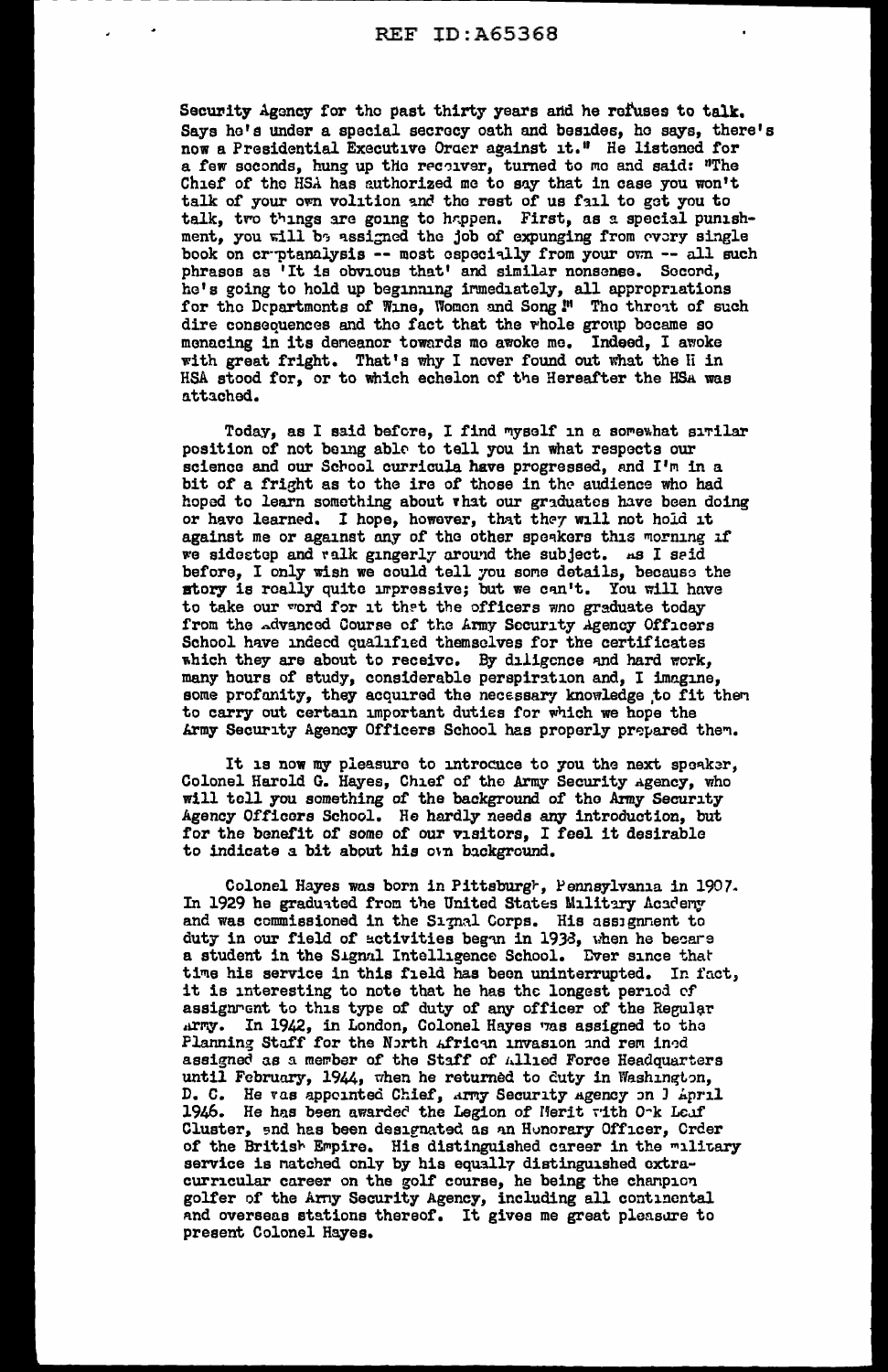Security Agency for the past thirty years and he refuses to talk. Says he's under a special secrecy oath and besides, he says, there's now a Presidential Executive Order against it." He listened for a few seconds, hung up the receiver, turned to me and said: "The Chief of the HSA has authorized me to say that in case you won't talk of your own volition and the rest of us fail to get you to talk, two things are going to happen. First, as a special punishment, you will be assigned the job of expunging from every single book on cryptanalysis -- most especially from your own -- all such phrases as 'It is obvious that' and similar nonsense. Second, he's going to hold up beginning immediately, all appropriations for the Departments of Wine, Women and Song!" The threat of such dire consequences and the fact that the whole group became so menacing in its demeanor towards me awoke me. Indeed, I awoke with great fright. That's why I never found out what the H in HSA stood for, or to which echelon of the Hereafter the HSA was attached.

Today, as I said before, I find myself in a somewhat similar position of not being able to tell you in what respects our science and our School curricula have progressed, and I'm in a bit of a fright as to the ire of those in the audience who had hoped to learn something about what our graduates have been doing or have learned. I hope, however, that they will not hold it against me or against any of the other speakers this morning if we sidestep and walk gingerly around the subject. As I said before, I only wish we could tell you some details, because the story is really quite impressive; but we can't. You will have to take our word for it that the officers who graduate today from the Advanced Course of the Army Security Agency Officers School have indeed qualified themselves for the certificates which they are about to receive. By diligence and hard work, many hours of study, considerable perspiration and, I imagine, some profanity, they acquired the necessary knowledge to fit them to carry out certain important duties for which we hope the Army Security Agency Officers School has properly prepared them.

It is now my pleasure to introduce to you the next speaker, Colonel Harold G. Hayes, Chief of the Army Security Agency, who will tell you something of the background of the Army Security Agency Officers School. He hardly needs any introduction, but for the benefit of some of our visitors, I feel it desirable to indicate a bit about his own background.

Colonel Hayes was born in Pittsburgh, Pennsylvania in 1907. In 1929 he graduated from the United States Military Academy and was commissioned in the Signal Corps. His assignment to duty in our field of activities began in 1938, when he became a student in the Signal Intelligence School. Ever since that time his service in this field has been uninterrupted. In fact, it is interesting to note that he has the longest period of assignment to this type of duty of any officer of the Regular Army. In 1942, in London, Colonel Hayes was assigned to the Planning Staff for the North African invasion and remained assigned as a member of the Staff of Allied Force Headquarters until February, 1944, when he returned to duty in Washington, D. C. He was appointed Chief, Army Security Agency on 1 April 1946. He has been awarded the Legion of Merit with Oak Leaf Cluster, and has been designated as an Honorary Officer, Order of the British Empire. His distinguished career in the military service is matched only by his equally distinguished extracurricular career on the golf course, he being the champion golfer of the Army Security Agency, including all continental and overseas stations thereof. It gives me great pleasure to present Colonel Hayes.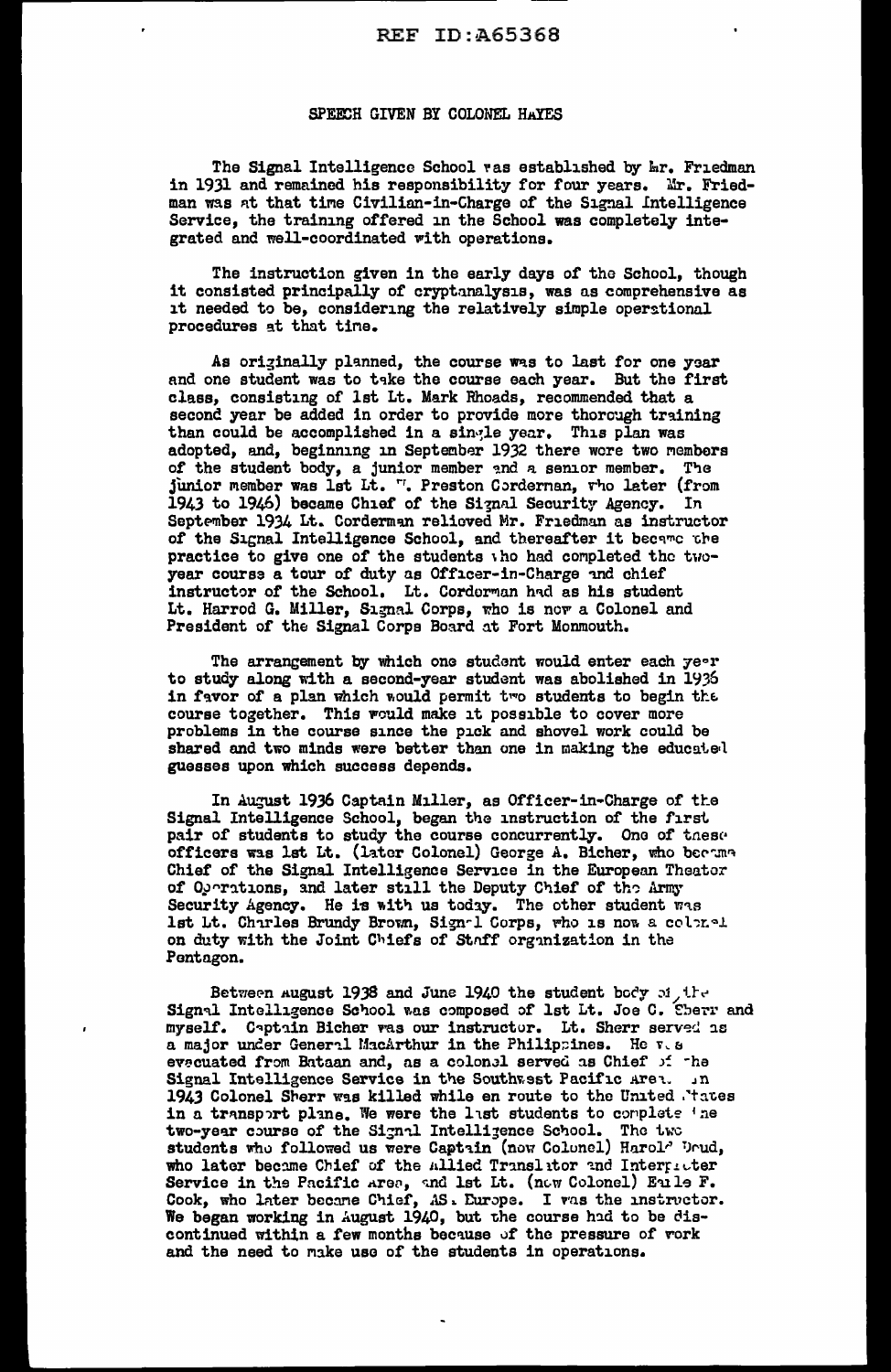SPEECH GIVEN BY COLONEL HAYES

The Signal Intelligence School was established by Mr. Friedman in 1931 and remained his responsibility for four years. Mr. Friedman was at that time Civilian-in-Charge of the Signal Intelligence Service, the training offered in the School was completely integrated and well-coordinated with operations.

The instruction given in the early days of the School, though it consisted principally of cryptanalysis, was as comprehensive as it needed to be, considering the relatively simple operational procedures at that time.

As originally planned, the course was to last for one year and one student was to take the course each year. But the first class, consisting of 1st Lt. Mark Rhoads, recommended that a second year be added in order to provide more thorough training than could be accomplished in a single year. This plan was adopted, and, beginning in September 1932 there were two members of the student body, a junior member and a senior member. The junior member was 1st Lt. W. Preston Corderman, who later (from 1943 to 1946) became Chief of the Signal Security Agency. In September 1934 Lt. Corderman relieved Mr. Friedman as instructor of the Signal Intelligence School, and thereafter it became the practice to give one of the students who had completed the two-year course a tour of duty as Officer-in-Charge and chief instructor of the School. Lt. Corderman had as his student Lt. Harrod G. Miller, Signal Corps, who is now a Colonel and President of the Signal Corps Board at Fort Monmouth.

The arrangement by which one student would enter each year to study along with a second-year student was abolished in 1936 in favor of a plan which would permit two students to begin the course together. This would make it possible to cover more problems in the course since the pick and shovel work could be shared and two minds were better than one in making the educated guesses upon which success depends.

In August 1936 Captain Miller, as Officer-in-Charge of the Signal Intelligence School, began the instruction of the first pair of students to study the course concurrently. One of these officers was 1st Lt. (later Colonel) George A. Bicher, who became Chief of the Signal Intelligence Service in the European Theater of Operations, and later still the Deputy Chief of the Army Security Agency. He is with us today. The other student was 1st Lt. Charles Brundy Brown, Signal Corps, who is now a colonel on duty with the Joint Chiefs of Staff organization in the Pentagon.

Between August 1938 and June 1940 the student body of the Signal Intelligence School was composed of 1st Lt. Joe C. Sherr and myself. Captain Bicher was our instructor. Lt. Sherr served as a major under General MacArthur in the Philippines. He was evacuated from Bataan and, as a colonel served as Chief of the Signal Intelligence Service in the Southwest Pacific Area. In 1943 Colonel Sherr was killed while en route to the United States in a transport plane. We were the last students to complete the two-year course of the Signal Intelligence School. The two students who followed us were Captain (now Colonel) Harold Doud, who later became Chief of the Allied Translator and Interpreter Service in the Pacific Area, and 1st Lt. (now Colonel) Earle F. Cook, who later became Chief, ASA Europe. I was the instructor. We began working in August 1940, but the course had to be discontinued within a few months because of the pressure of work and the need to make use of the students in operations.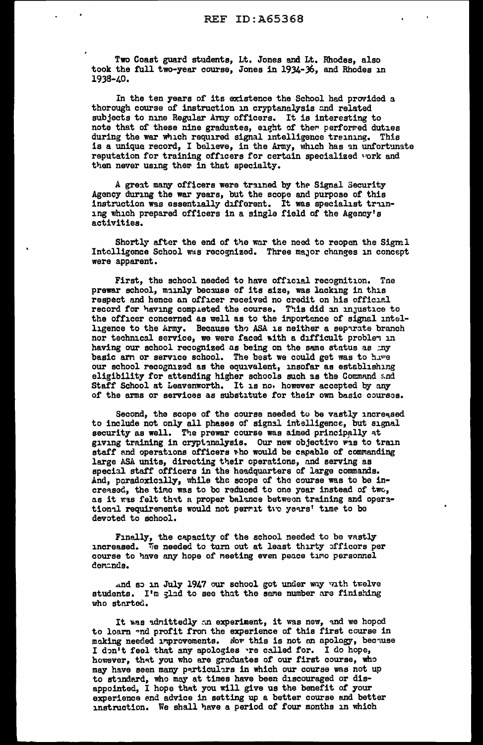Two Coast guard students, Lt. Jones and Lt. Rhodes, also took the full two-year course, Jones in 1934-36, and Rhodes in 1938-40.

In the ten years of its existence the School had provided a thorough course of instruction in cryptanalysis and related subjects to nine Regular Army officers. It is interesting to note that of these nine graduates, eight of them performed duties during the war which required signal intelligence training. This is a unique record, I believe, in the Army, which has an unfortunate reputation for training officers for certain specialized work and then never using them in that specialty.

A great many officers were trained by the Signal Security Agency during the war years, but the scope and purpose of this instruction was essentially different. It was specialist training which prepared officers in a single field of the Agency's activities.

Shortly after the end of the war the need to reopen the Signal Intelligence School was recognized. Three major changes in concept were apparent.

First, the school needed to have official recognition. The prewar school, mainly because of its size, was lacking in this respect and hence an officer received no credit on his official record for having completed the course. This did an injustice to the officer concerned as well as to the importance of signal intelligence to the Army. Because the ASA is neither a separate branch nor technical service, we were faced with a difficult problem in having our school recognized as being on the same status as any basic arm or service school. The best we could get was to have our school recognized as the equivalent, insofar as establishing eligibility for attending higher schools such as the Command and Staff School at Leavenworth. It is not however accepted by any of the arms or services as substitute for their own basic courses.

Second, the scope of the course needed to be vastly increased to include not only all phases of signal intelligence, but signal security as well. The prewar course was aimed principally at giving training in cryptanalysis. Our new objective was to train staff and operations officers who would be capable of commanding large ASA units, directing their operations, and serving as special staff officers in the headquarters of large commands. And, paradoxically, while the scope of the course was to be increased, the time was to be reduced to one year instead of two, as it was felt that a proper balance between training and operational requirements would not permit two years' time to be devoted to school.

Finally, the capacity of the school needed to be vastly increased. We needed to turn out at least thirty officers per course to have any hope of meeting even peace time personnel demands.

And so in July 1947 our school got under way with twelve students. I'm glad to see that the same number are finishing who started.

It was admittedly an experiment, it was new, and we hoped to learn and profit from the experience of this first course in making needed improvements. Now this is not an apology, because I don't feel that any apologies are called for. I do hope, however, that you who are graduates of our first course, who may have seen many particulars in which our course was not up to standard, who may at times have been discouraged or disappointed, I hope that you will give us the benefit of your experience and advice in setting up a better course and better instruction. We shall have a period of four months in which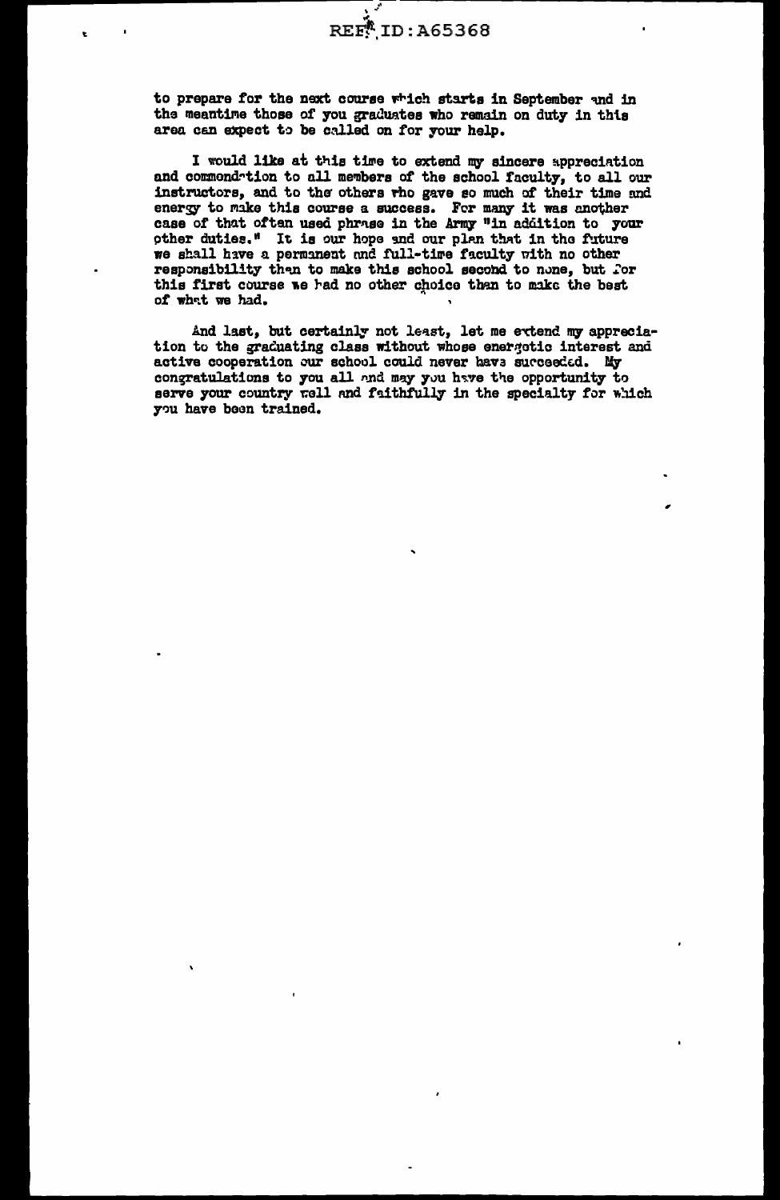to prepare for the next course which starts in September and in the meantime those of you graduates who remain on duty in this area can expect to be called on for your help.

I would like at this time to extend my sincere appreciation and commendation to all members of the school faculty, to all our instructors, and to the others who gave so much of their time and energy to make this course a success. For many it was another case of that often used phrase in the Army "in addition to your other duties." It is our hope and our plan that in the future we shall have a permanent and full-time faculty with no other responsibility than to make this school second to none, but for this first course we had no other choice than to make the best of what we had.

And last, but certainly not least, let me extend my appreciation to the graduating class without whose energetic interest and active cooperation our school could never have succeeded. My congratulations to you all and may you have the opportunity to serve your country well and faithfully in the specialty for which you have been trained.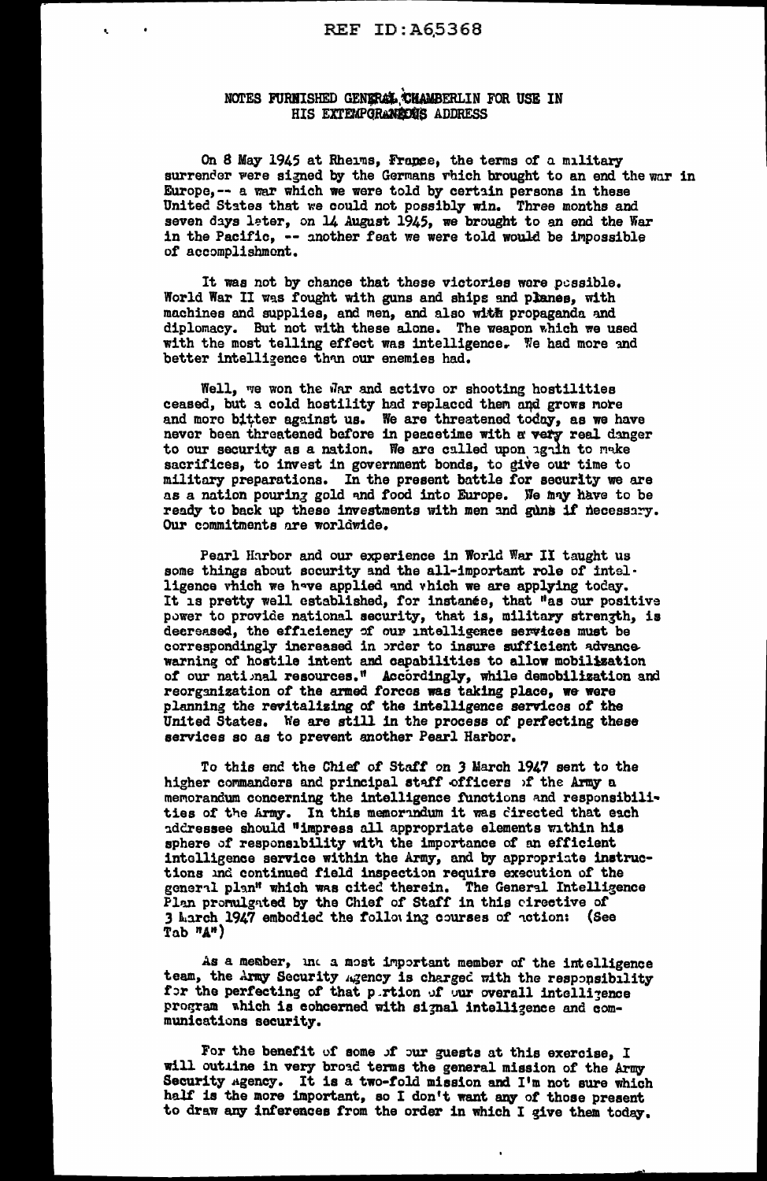NOTES FURNISHED GENERAL CHAMBERLIN FOR USE IN HIS EXTEMPORANEOUS ADDRESS

On 8 May 1945 at Rheims, France, the terms of a military surrender were signed by the Germans which brought to an end the war in Europe,-- a war which we were told by certain persons in these United States that we could not possibly win. Three months and seven days later, on 14 August 1945, we brought to an end the War in the Pacific, -- another feat we were told would be impossible of accomplishment.

It was not by chance that these victories were possible. World War II was fought with guns and ships and planes, with machines and supplies, and men, and also with propaganda and diplomacy. But not with these alone. The weapon which we used with the most telling effect was intelligence. We had more and better intelligence than our enemies had.

Well, we won the War and active or shooting hostilities ceased, but a cold hostility had replaced them and grows more and more bitter against us. We are threatened today, as we have never been threatened before in peacetime with a very real danger to our security as a nation. We are called upon again to make sacrifices, to invest in government bonds, to give our time to military preparations. In the present battle for security we are as a nation pouring gold and food into Europe. We may have to be ready to back up these investments with men and guns if necessary. Our commitments are worldwide.

Pearl Harbor and our experience in World War II taught us some things about security and the all-important role of intelligence which we have applied and which we are applying today. It is pretty well established, for instance, that "as our positive power to provide national security, that is, military strength, is decreased, the efficiency of our intelligence services must be correspondingly increased in order to insure sufficient advance warning of hostile intent and capabilities to allow mobilization of our national resources." Accordingly, while demobilization and reorganization of the armed forces was taking place, we were planning the revitalizing of the intelligence services of the United States. We are still in the process of perfecting these services so as to prevent another Pearl Harbor.

To this end the Chief of Staff on 3 March 1947 sent to the higher commanders and principal staff officers of the Army a memorandum concerning the intelligence functions and responsibilities of the Army. In this memorandum it was directed that each addressee should "impress all appropriate elements within his sphere of responsibility with the importance of an efficient intelligence service within the Army, and by appropriate instructions and continued field inspection require execution of the general plan" which was cited therein. The General Intelligence Plan promulgated by the Chief of Staff in this directive of 3 March 1947 embodied the following courses of action: (See Tab "A")

As a member, and a most important member of the intelligence team, the Army Security Agency is charged with the responsibility for the perfecting of that portion of our overall intelligence program which is concerned with signal intelligence and communications security.

For the benefit of some of our guests at this exercise, I will outline in very broad terms the general mission of the Army Security Agency. It is a two-fold mission and I'm not sure which half is the more important, so I don't want any of those present to draw any inferences from the order in which I give them today.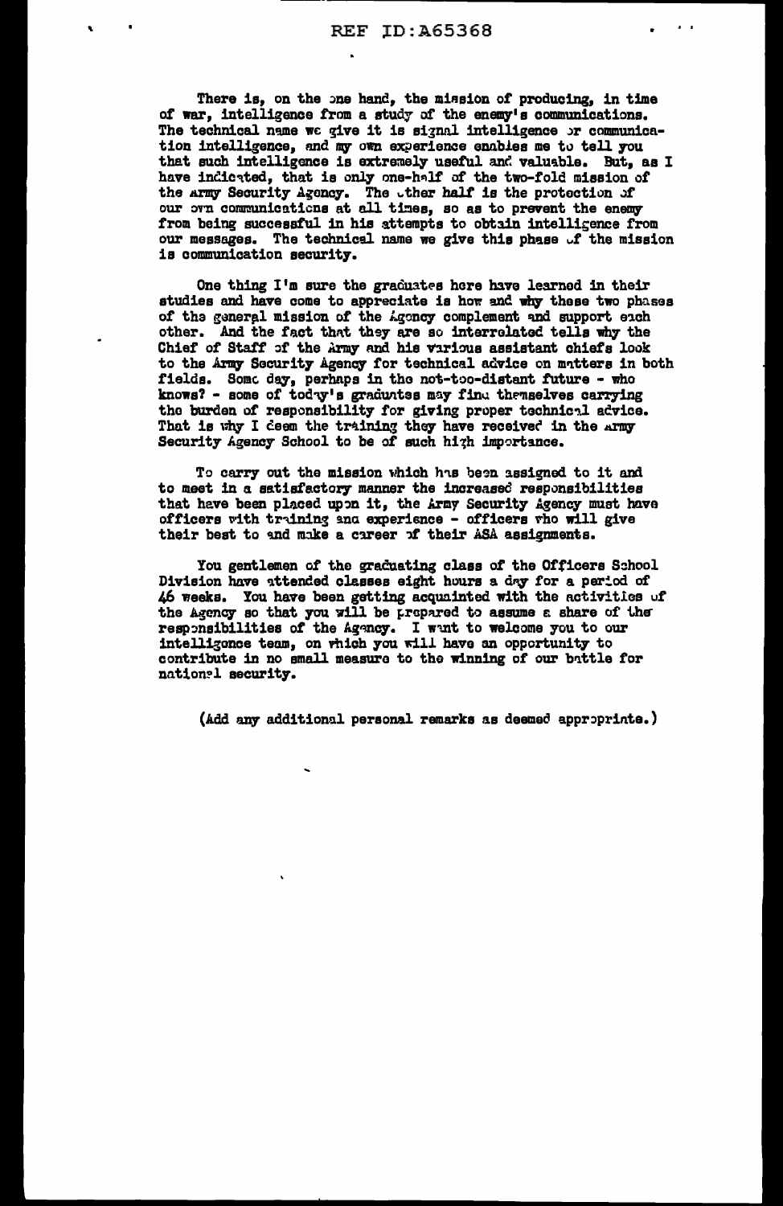There is, on the one hand, the mission of producing, in time of war, intelligence from a study of the enemy's communications. The technical name we give it is signal intelligence or communication intelligence, and my own experience enables me to tell you that such intelligence is extremely useful and valuable. But, as I have indicated, that is only one-half of the two-fold mission of the Army Security Agency. The other half is the protection of our own communications at all times, so as to prevent the enemy from being successful in his attempts to obtain intelligence from our messages. The technical name we give this phase of the mission is communication security.

One thing I'm sure the graduates here have learned in their studies and have come to appreciate is how and why these two phases of the general mission of the Agency complement and support each other. And the fact that they are so interrelated tells why the Chief of Staff of the Army and his various assistant chiefs look to the Army Security Agency for technical advice on matters in both fields. Some day, perhaps in the not-too-distant future - who knows? - some of today's graduates may find themselves carrying the burden of responsibility for giving proper technical advice. That is why I deem the training they have received in the Army Security Agency School to be of such high importance.

To carry out the mission which has been assigned to it and to meet in a satisfactory manner the increased responsibilities that have been placed upon it, the Army Security Agency must have officers with training and experience - officers who will give their best to and make a career of their ASA assignments.

You gentlemen of the graduating class of the Officers School Division have attended classes eight hours a day for a period of 46 weeks. You have been getting acquainted with the activities of the Agency so that you will be prepared to assume a share of the responsibilities of the Agency. I want to welcome you to our intelligence team, on which you will have an opportunity to contribute in no small measure to the winning of our battle for national security.

(Add any additional personal remarks as deemed appropriate.)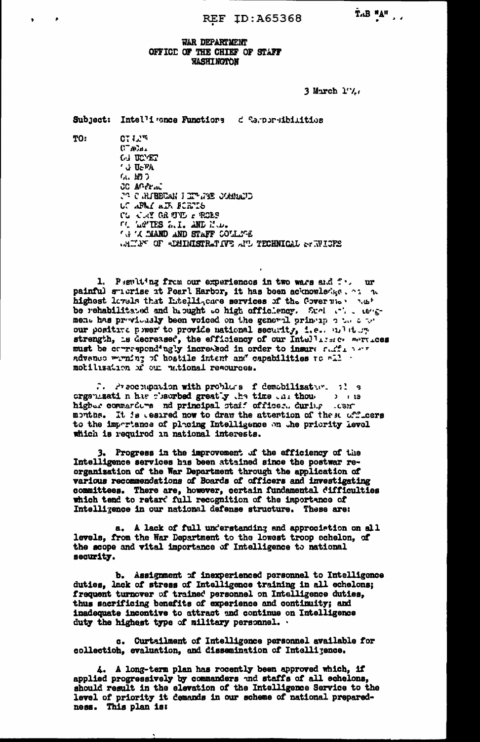REF ID:A65368

TAB "A"

WAR DEPARTMENT
OFFICE OF THE CHIEF OF STAFF
WASHINGTON

3 March 194_

Subject: Intelligence Functions and Responsibilities

TO:
CT ILTR
CT NOSA
CG USFET
CG USFA
CG MED
CG AFPAC
CG CARIBBEAN DEFENSE COMMAND
CG ARMY AIR FORCES
CG ARMY GROUND FORCES
CG ARMIES Z.I. AND M.D.
CG COMMAND AND STAFF COLLEGE
CHIEFS OF ADMINISTRATIVE AND TECHNICAL SERVICES

1. Resulting from our experiences in two wars and from our painful surprise at Pearl Harbor, it has been acknowledged at the highest levels that Intelligence services of the Government must be rehabilitated and brought to high efficiency. Such acknowledgment has previously been voiced on the general principle that as our positive power to provide national security, i.e., military strength, is decreased, the efficiency of our Intelligence services must be correspondingly increased in order to insure sufficient advance warning of hostile intent and capabilities to allow mobilization of our national resources.

2. Preoccupation with problems of demobilization and reorganization has absorbed greatly the time and thought of the higher commanders and principal staff officers during recent months. It is desired now to draw the attention of these officers to the importance of placing Intelligence on the priority level which is required in national interests.

3. Progress in the improvement of the efficiency of the Intelligence services has been attained since the postwar reorganization of the War Department through the application of various recommendations of Boards of officers and investigating committees. There are, however, certain fundamental difficulties which tend to retard full recognition of the importance of Intelligence in our national defense structure. These are:

a. A lack of full understanding and appreciation on all levels, from the War Department to the lowest troop echelon, of the scope and vital importance of Intelligence to national security.

b. Assignment of inexperienced personnel to Intelligence duties, lack of stress of Intelligence training in all echelons; frequent turnover of trained personnel on Intelligence duties, thus sacrificing benefits of experience and continuity; and inadequate incentive to attract and continue on Intelligence duty the highest type of military personnel.

c. Curtailment of Intelligence personnel available for collection, evaluation, and dissemination of Intelligence.

4. A long-term plan has recently been approved which, if applied progressively by commanders and staffs of all echelons, should result in the elevation of the Intelligence Service to the level of priority it demands in our scheme of national preparedness. This plan is: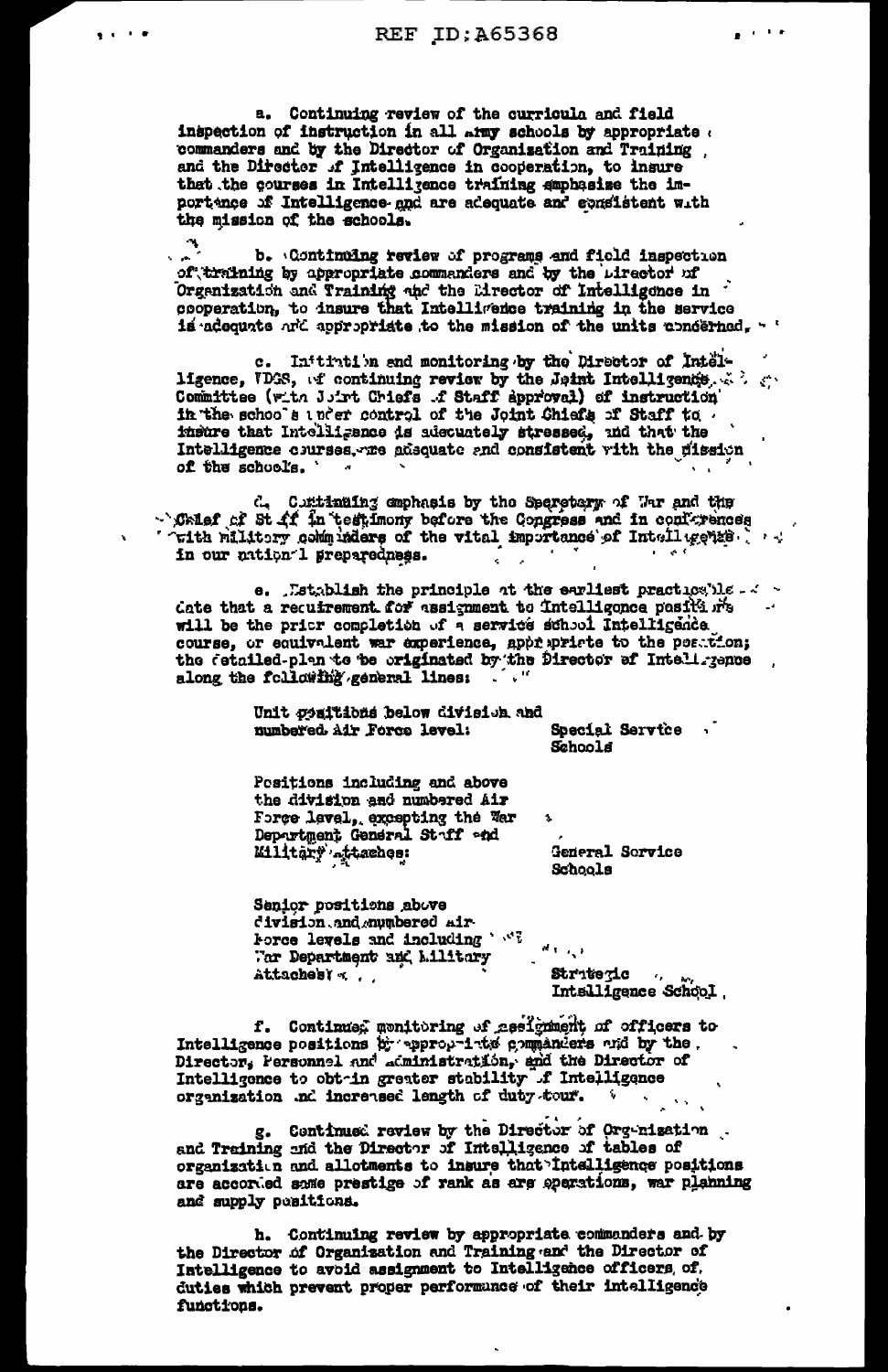a. Continuing review of the curricula and field inspection of instruction in all Army schools by appropriate commanders and by the Director of Organization and Training, and the Director of Intelligence in cooperation, to insure that the courses in Intelligence training emphasize the importance of Intelligence and are adequate and consistent with the mission of the schools.

b. Continuing review of programs and field inspection of training by appropriate commanders and by the Director of Organization and Training and the Director of Intelligence in cooperation, to insure that Intelligence training in the service is adequate and appropriate to the mission of the units concerned.

c. Initiation and monitoring by the Director of Intelligence, WDGS, of continuing review by the Joint Intelligence Committee (with Joint Chiefs of Staff approval) of instruction in the schools under control of the Joint Chiefs of Staff to insure that Intelligence is adequately stressed, and that the Intelligence courses are adequate and consistent with the mission of the schools.

d. Continuing emphasis by the Secretary of War and the Chief of Staff in testimony before the Congress and in conferences with military commanders of the vital importance of Intelligence in our national preparedness.

e. Establish the principle at the earliest practicable date that a requirement for assignment to Intelligence positions will be the prior completion of a service school Intelligence course, or equivalent war experience, appropriate to the position; the detailed plan to be originated by the Director of Intelligence along the following general lines:

| | |
|---|---|
| Unit positions below division and numbered Air Force level: | Special Service Schools |
| Positions including and above the division and numbered Air Force level, excepting the War Department General Staff and Military Attaches: | General Service Schools |
| Senior positions above division and numbered Air Force levels and including War Department and Military Attaches: | Strategic Intelligence School |

f. Continued monitoring of assignment of officers to Intelligence positions by appropriate commanders and by the Director, Personnel and Administration, and the Director of Intelligence to obtain greater stability of Intelligence organization and increased length of duty tour.

g. Continued review by the Director of Organization and Training and the Director of Intelligence of tables of organization and allotments to insure that Intelligence positions are accorded same prestige of rank as are operations, war planning and supply positions.

h. Continuing review by appropriate commanders and by the Director of Organization and Training and the Director of Intelligence to avoid assignment to Intelligence officers, of, duties which prevent proper performance of their intelligence functions.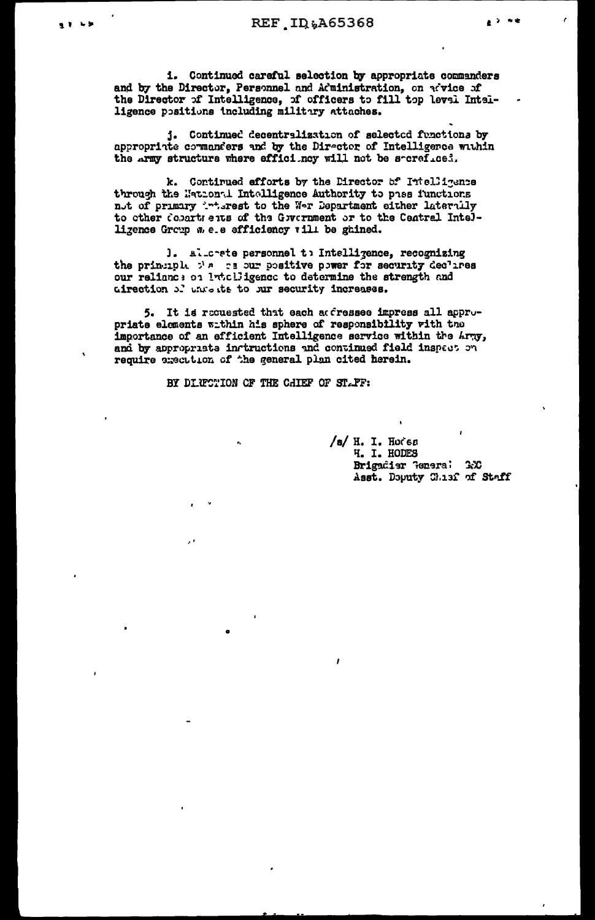i. Continued careful selection by appropriate commanders and by the Director, Personnel and Administration, on advice of the Director of Intelligence, of officers to fill top level Intelligence positions including military attaches.

j. Continued decentralization of selected functions by appropriate commanders and by the Director of Intelligence within the army structure where efficiency will not be sacrificed.

k. Continued efforts by the Director of Intelligence through the National Intelligence Authority to pass functions not of primary interest to the War Department either laterally to other departments of the Government or to the Central Intelligence Group where efficiency will be gained.

l. Allocate personnel to Intelligence, recognizing the principle that as our positive power for security declines our reliance on Intelligence to determine the strength and direction of threats to our security increases.

5. It is requested that each addressee impress all appropriate elements within his sphere of responsibility with the importance of an efficient Intelligence service within the Army, and by appropriate instructions and continued field inspection require execution of the general plan cited herein.

BY DIRECTION OF THE CHIEF OF STAFF:

/s/ H. I. Hodes
H. I. HODES
Brigadier General GSC
Asst. Deputy Chief of Staff